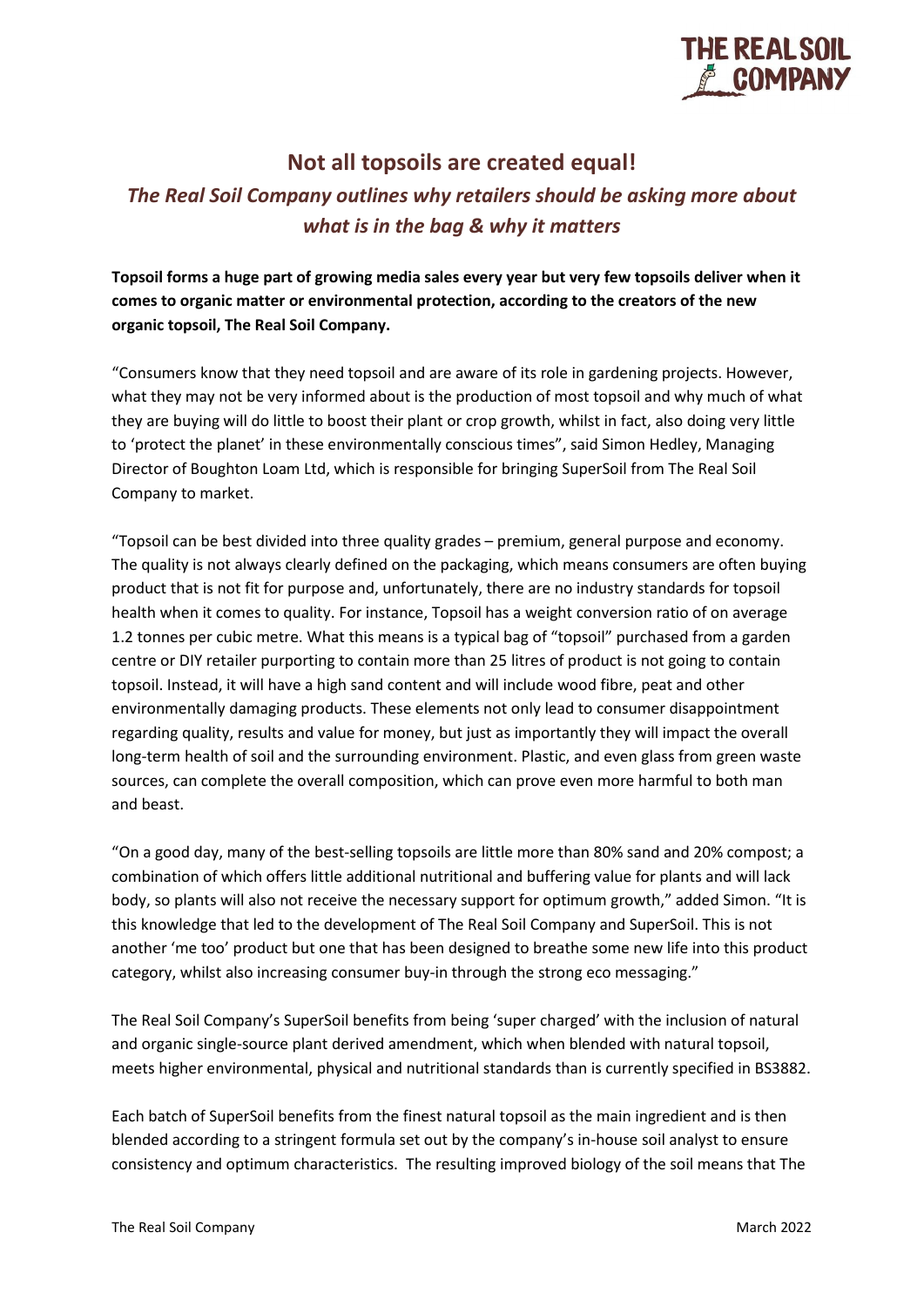# Not all topsoils are created equal!

## *The Real Soil Company outlines why retailers should be asking more about what is in the bag & why it matters*

**Topsoil forms a huge part of growing media sales every year but very few topsoils deliver when it comes to organic matter or environmental protection, according to the creators of the new organic topsoil, The Real Soil Company.**

"Consumers know that they need topsoil and are aware of its role in gardening projects. However, what they may not be very informed about is the production of most topsoil and why much of what they are buying will do little to boost their plant or crop growth, whilst in fact, also doing very little to 'protect the planet' in these environmentally conscious times", said Simon Hedley, Managing Director of Boughton Loam Ltd, which is responsible for bringing SuperSoil from The Real Soil Company to market.

"Topsoil can be best divided into three quality grades – premium, general purpose and economy. The quality is not always clearly defined on the packaging, which means consumers are often buying product that is not fit for purpose and, unfortunately, there are no industry standards for topsoil health when it comes to quality. For instance, Topsoil has a weight conversion ratio of on average 1.2 tonnes per cubic metre. What this means is a typical bag of "topsoil" purchased from a garden centre or DIY retailer purporting to contain more than 25 litres of product is not going to contain topsoil. Instead, it will have a high sand content and will include wood fibre, peat and other environmentally damaging products. These elements not only lead to consumer disappointment regarding quality, results and value for money, but just as importantly they will impact the overall long-term health of soil and the surrounding environment. Plastic, and even glass from green waste sources, can complete the overall composition, which can prove even more harmful to both man and beast.

"On a good day, many of the best-selling topsoils are little more than 80% sand and 20% compost; a combination of which offers little additional nutritional and buffering value for plants and will lack body, so plants will also not receive the necessary support for optimum growth," added Simon. "It is this knowledge that led to the development of The Real Soil Company and SuperSoil. This is not another 'me too' product but one that has been designed to breathe some new life into this product category, whilst also increasing consumer buy-in through the strong eco messaging."

The Real Soil Company's SuperSoil benefits from being 'super charged' with the inclusion of natural and organic single-source plant derived amendment, which when blended with natural topsoil, meets higher environmental, physical and nutritional standards than is currently specified in BS3882.

Each batch of SuperSoil benefits from the finest natural topsoil as the main ingredient and is then blended according to a stringent formula set out by the company's in-house soil analyst to ensure consistency and optimum characteristics. The resulting improved biology of the soil means that The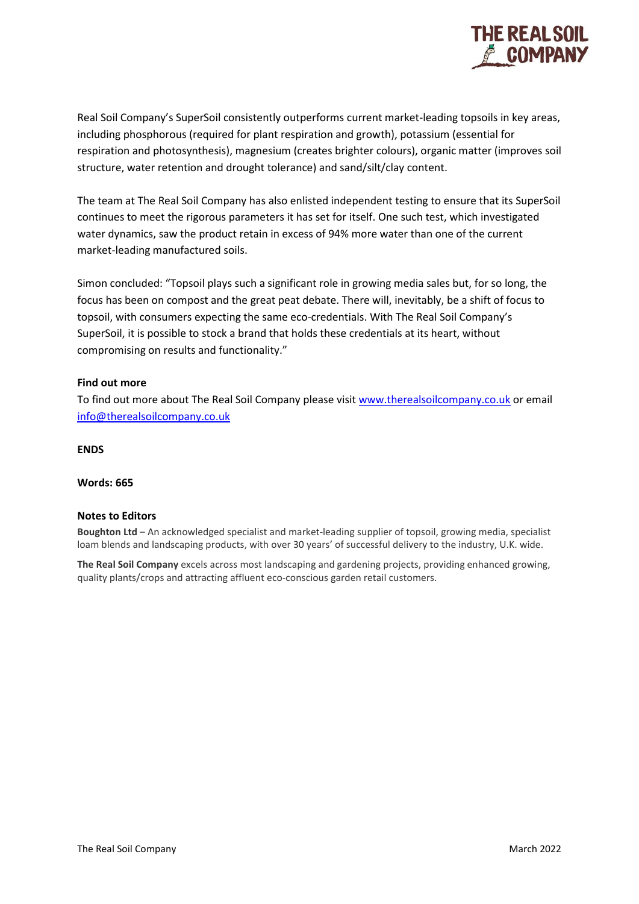Real Soil Company's SuperSoil consistently outperforms current market-leading topsoils in key areas, including phosphorous (required for plant respiration and growth), potassium (essential for respiration and photosynthesis), magnesium (creates brighter colours), organic matter (improves soil structure, water retention and drought tolerance) and sand/silt/clay content.

The team at The Real Soil Company has also enlisted independent testing to ensure that its SuperSoil continues to meet the rigorous parameters it has set for itself. One such test, which investigated water dynamics, saw the product retain in excess of 94% more water than one of the current market-leading manufactured soils.

Simon concluded: "Topsoil plays such a significant role in growing media sales but, for so long, the focus has been on compost and the great peat debate. There will, inevitably, be a shift of focus to topsoil, with consumers expecting the same eco-credentials. With The Real Soil Company's SuperSoil, it is possible to stock a brand that holds these credentials at its heart, without compromising on results and functionality."

**Find out more**

To find out more about The Real Soil Company please visit www.therealsoilcompany.co.uk or email info@therealsoilcompany.co.uk

**ENDS**

**Words: 665**

**Notes to Editors**

**Boughton Ltd** – An acknowledged specialist and market-leading supplier of topsoil, growing media, specialist loam blends and landscaping products, with over 30 years' of successful delivery to the industry, U.K. wide.

**The Real Soil Company** excels across most landscaping and gardening projects, providing enhanced growing, quality plants/crops and attracting affluent eco-conscious garden retail customers.